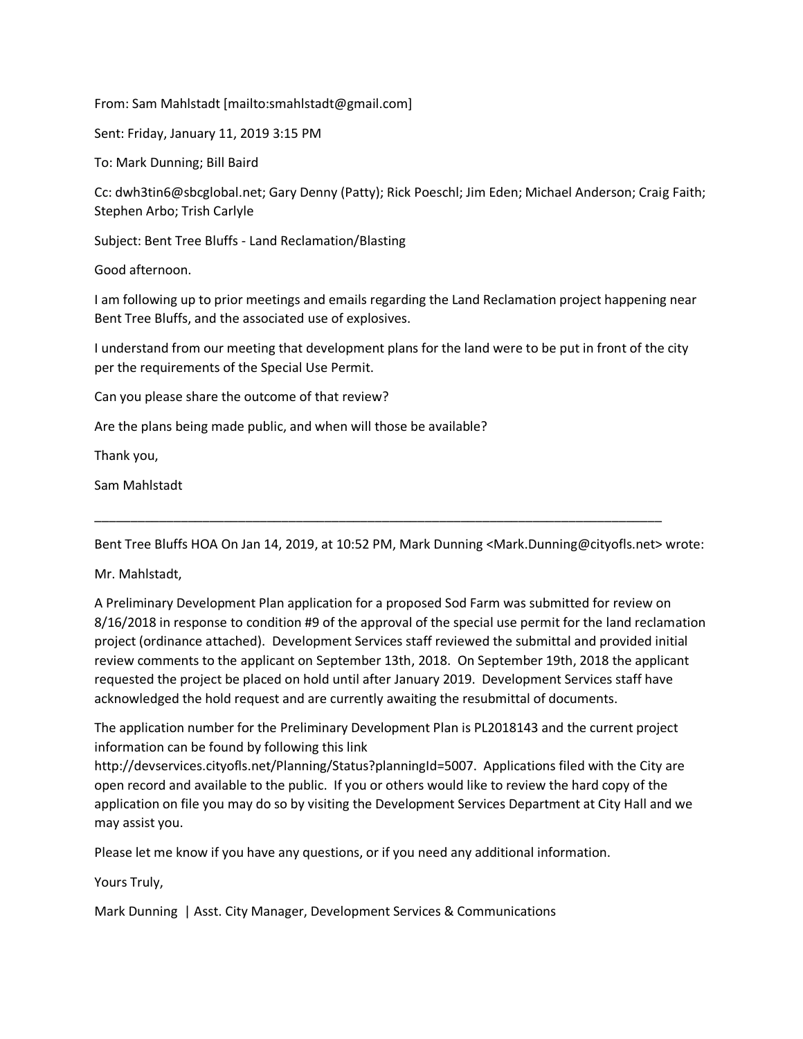From: Sam Mahlstadt [mailto:smahlstadt@gmail.com]

Sent: Friday, January 11, 2019 3:15 PM

To: Mark Dunning; Bill Baird

Cc: dwh3tin6@sbcglobal.net; Gary Denny (Patty); Rick Poeschl; Jim Eden; Michael Anderson; Craig Faith; Stephen Arbo; Trish Carlyle

Subject: Bent Tree Bluffs - Land Reclamation/Blasting

Good afternoon.

I am following up to prior meetings and emails regarding the Land Reclamation project happening near Bent Tree Bluffs, and the associated use of explosives.

I understand from our meeting that development plans for the land were to be put in front of the city per the requirements of the Special Use Permit.

Can you please share the outcome of that review?

Are the plans being made public, and when will those be available?

Thank you,

Sam Mahlstadt

---

Bent Tree Bluffs HOA On Jan 14, 2019, at 10:52 PM, Mark Dunning <Mark.Dunning@cityofls.net> wrote:

Mr. Mahlstadt,

A Preliminary Development Plan application for a proposed Sod Farm was submitted for review on 8/16/2018 in response to condition #9 of the approval of the special use permit for the land reclamation project (ordinance attached). Development Services staff reviewed the submittal and provided initial review comments to the applicant on September 13th, 2018. On September 19th, 2018 the applicant requested the project be placed on hold until after January 2019. Development Services staff have acknowledged the hold request and are currently awaiting the resubmittal of documents.

The application number for the Preliminary Development Plan is PL2018143 and the current project information can be found by following this link http://devservices.cityofls.net/Planning/Status?planningId=5007. Applications filed with the City are open record and available to the public. If you or others would like to review the hard copy of the application on file you may do so by visiting the Development Services Department at City Hall and we may assist you.

Please let me know if you have any questions, or if you need any additional information.

Yours Truly,

Mark Dunning | Asst. City Manager, Development Services & Communications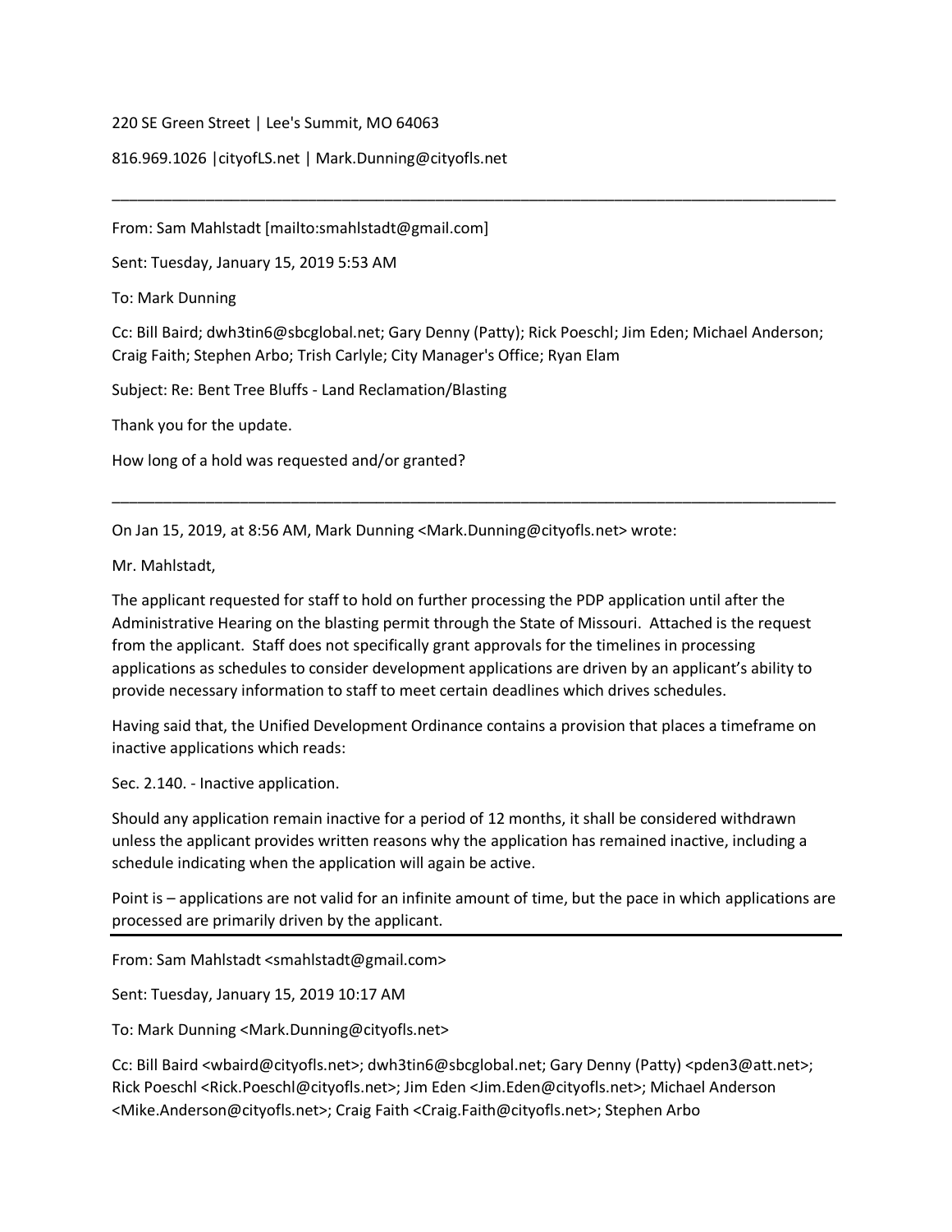220 SE Green Street | Lee's Summit, MO 64063

816.969.1026 |cityofLS.net | Mark.Dunning@cityofls.net

---

From: Sam Mahlstadt [mailto:smahlstadt@gmail.com]

Sent: Tuesday, January 15, 2019 5:53 AM

To: Mark Dunning

Cc: Bill Baird; dwh3tin6@sbcglobal.net; Gary Denny (Patty); Rick Poeschl; Jim Eden; Michael Anderson; Craig Faith; Stephen Arbo; Trish Carlyle; City Manager's Office; Ryan Elam

Subject: Re: Bent Tree Bluffs - Land Reclamation/Blasting

Thank you for the update.

How long of a hold was requested and/or granted?

---

On Jan 15, 2019, at 8:56 AM, Mark Dunning <Mark.Dunning@cityofls.net> wrote:

Mr. Mahlstadt,

The applicant requested for staff to hold on further processing the PDP application until after the Administrative Hearing on the blasting permit through the State of Missouri. Attached is the request from the applicant. Staff does not specifically grant approvals for the timelines in processing applications as schedules to consider development applications are driven by an applicant's ability to provide necessary information to staff to meet certain deadlines which drives schedules.

Having said that, the Unified Development Ordinance contains a provision that places a timeframe on inactive applications which reads:

Sec. 2.140. - Inactive application.

Should any application remain inactive for a period of 12 months, it shall be considered withdrawn unless the applicant provides written reasons why the application has remained inactive, including a schedule indicating when the application will again be active.

Point is – applications are not valid for an infinite amount of time, but the pace in which applications are processed are primarily driven by the applicant.

---

From: Sam Mahlstadt <smahlstadt@gmail.com>

Sent: Tuesday, January 15, 2019 10:17 AM

To: Mark Dunning <Mark.Dunning@cityofls.net>

Cc: Bill Baird <wbaird@cityofls.net>; dwh3tin6@sbcglobal.net; Gary Denny (Patty) <pden3@att.net>; Rick Poeschl <Rick.Poeschl@cityofls.net>; Jim Eden <Jim.Eden@cityofls.net>; Michael Anderson <Mike.Anderson@cityofls.net>; Craig Faith <Craig.Faith@cityofls.net>; Stephen Arbo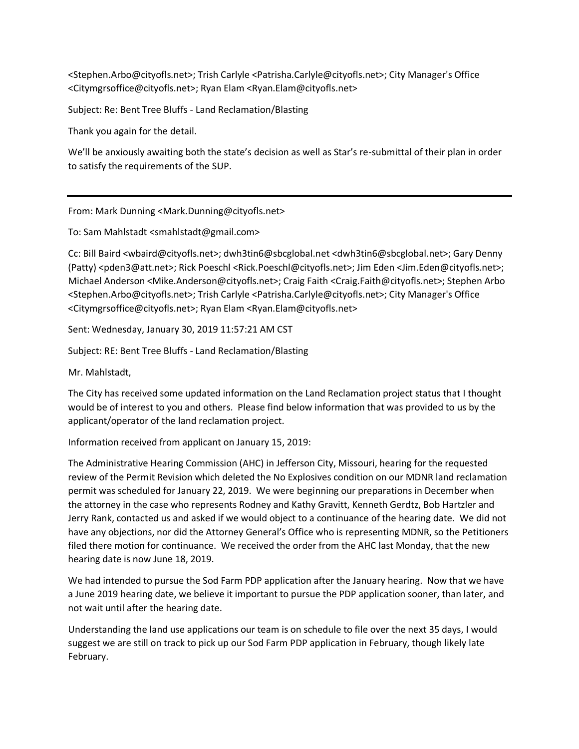<Stephen.Arbo@cityofls.net>; Trish Carlyle <Patrisha.Carlyle@cityofls.net>; City Manager's Office <Citymgrsoffice@cityofls.net>; Ryan Elam <Ryan.Elam@cityofls.net>

Subject: Re: Bent Tree Bluffs - Land Reclamation/Blasting

Thank you again for the detail.

We'll be anxiously awaiting both the state's decision as well as Star's re-submittal of their plan in order to satisfy the requirements of the SUP.

---

From: Mark Dunning <Mark.Dunning@cityofls.net>

To: Sam Mahlstadt <smahlstadt@gmail.com>

Cc: Bill Baird <wbaird@cityofls.net>; dwh3tin6@sbcglobal.net <dwh3tin6@sbcglobal.net>; Gary Denny (Patty) <pden3@att.net>; Rick Poeschl <Rick.Poeschl@cityofls.net>; Jim Eden <Jim.Eden@cityofls.net>; Michael Anderson <Mike.Anderson@cityofls.net>; Craig Faith <Craig.Faith@cityofls.net>; Stephen Arbo <Stephen.Arbo@cityofls.net>; Trish Carlyle <Patrisha.Carlyle@cityofls.net>; City Manager's Office <Citymgrsoffice@cityofls.net>; Ryan Elam <Ryan.Elam@cityofls.net>

Sent: Wednesday, January 30, 2019 11:57:21 AM CST

Subject: RE: Bent Tree Bluffs - Land Reclamation/Blasting

Mr. Mahlstadt,

The City has received some updated information on the Land Reclamation project status that I thought would be of interest to you and others. Please find below information that was provided to us by the applicant/operator of the land reclamation project.

Information received from applicant on January 15, 2019:

The Administrative Hearing Commission (AHC) in Jefferson City, Missouri, hearing for the requested review of the Permit Revision which deleted the No Explosives condition on our MDNR land reclamation permit was scheduled for January 22, 2019. We were beginning our preparations in December when the attorney in the case who represents Rodney and Kathy Gravitt, Kenneth Gerdtz, Bob Hartzler and Jerry Rank, contacted us and asked if we would object to a continuance of the hearing date. We did not have any objections, nor did the Attorney General's Office who is representing MDNR, so the Petitioners filed there motion for continuance. We received the order from the AHC last Monday, that the new hearing date is now June 18, 2019.

We had intended to pursue the Sod Farm PDP application after the January hearing. Now that we have a June 2019 hearing date, we believe it important to pursue the PDP application sooner, than later, and not wait until after the hearing date.

Understanding the land use applications our team is on schedule to file over the next 35 days, I would suggest we are still on track to pick up our Sod Farm PDP application in February, though likely late February.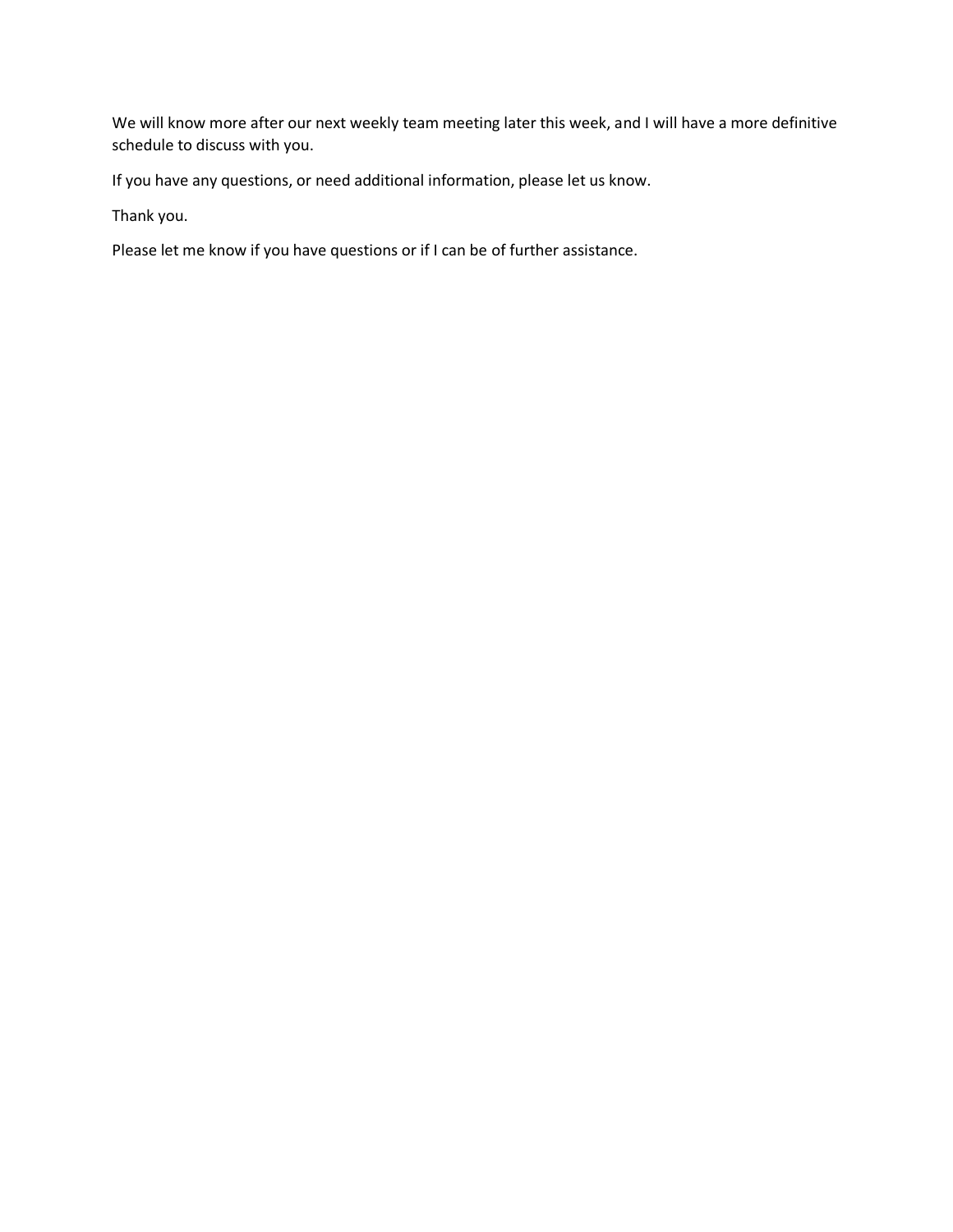We will know more after our next weekly team meeting later this week, and I will have a more definitive schedule to discuss with you.

If you have any questions, or need additional information, please let us know.

Thank you.

Please let me know if you have questions or if I can be of further assistance.